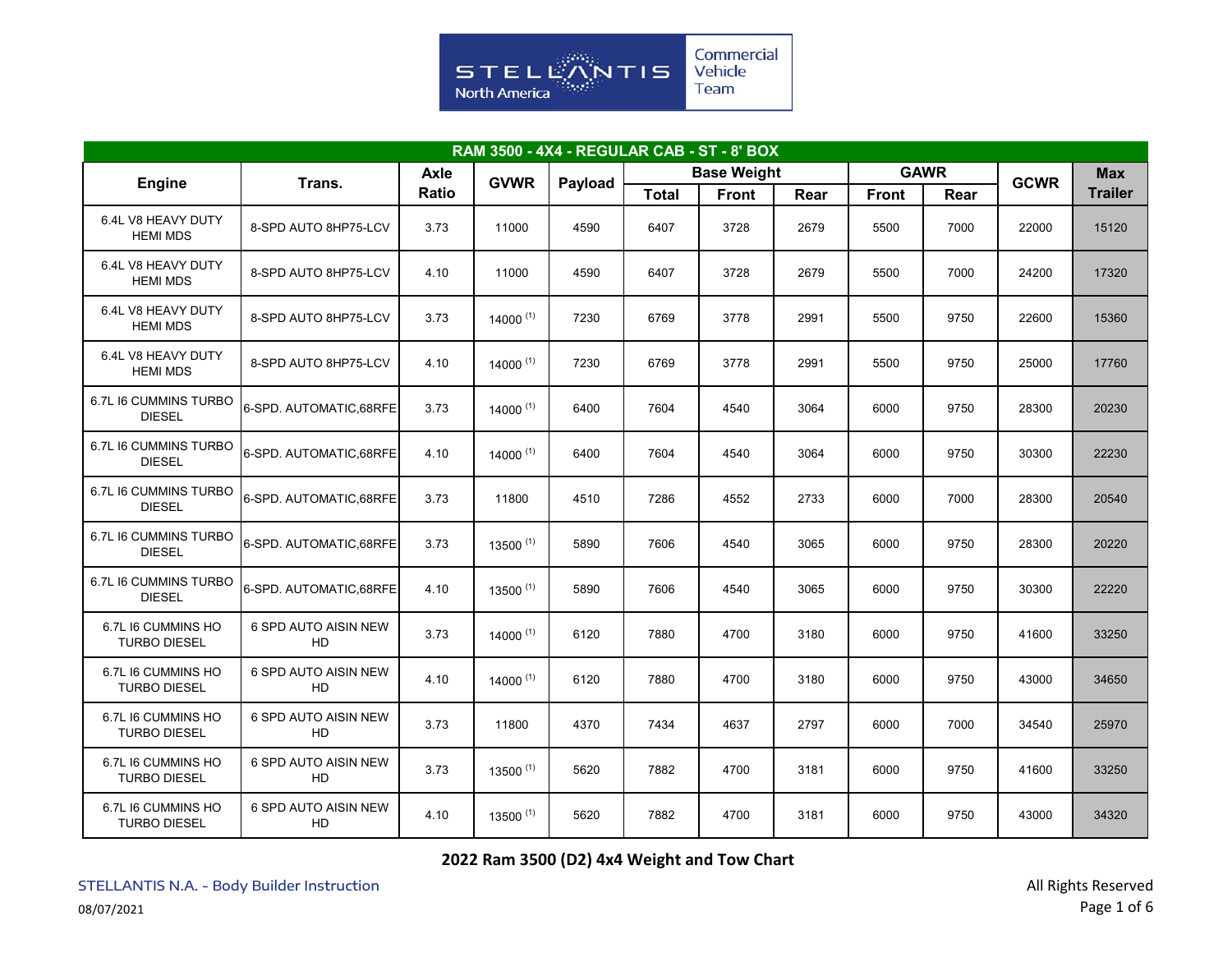Commercial Vehicle Team

| RAM 3500 - 4X4 - REGULAR CAB - ST - 8' BOX | | | | | | | | | | | |
|---|---|---|---|---|---|---|---|---|---|---|---|
| Engine | Trans. | Axle Ratio | GVWR | Payload | Base Weight | | | GAWR | | GCWR | Max Trailer |
| | | | | | Total | Front | Rear | Front | Rear | | |
| 6.4L V8 HEAVY DUTY HEMI MDS | 8-SPD AUTO 8HP75-LCV | 3.73 | 11000 | 4590 | 6407 | 3728 | 2679 | 5500 | 7000 | 22000 | 15120 |
| 6.4L V8 HEAVY DUTY HEMI MDS | 8-SPD AUTO 8HP75-LCV | 4.10 | 11000 | 4590 | 6407 | 3728 | 2679 | 5500 | 7000 | 24200 | 17320 |
| 6.4L V8 HEAVY DUTY HEMI MDS | 8-SPD AUTO 8HP75-LCV | 3.73 | 14000 (1) | 7230 | 6769 | 3778 | 2991 | 5500 | 9750 | 22600 | 15360 |
| 6.4L V8 HEAVY DUTY HEMI MDS | 8-SPD AUTO 8HP75-LCV | 4.10 | 14000 (1) | 7230 | 6769 | 3778 | 2991 | 5500 | 9750 | 25000 | 17760 |
| 6.7L I6 CUMMINS TURBO DIESEL | 6-SPD. AUTOMATIC,68RFE | 3.73 | 14000 (1) | 6400 | 7604 | 4540 | 3064 | 6000 | 9750 | 28300 | 20230 |
| 6.7L I6 CUMMINS TURBO DIESEL | 6-SPD. AUTOMATIC,68RFE | 4.10 | 14000 (1) | 6400 | 7604 | 4540 | 3064 | 6000 | 9750 | 30300 | 22230 |
| 6.7L I6 CUMMINS TURBO DIESEL | 6-SPD. AUTOMATIC,68RFE | 3.73 | 11800 | 4510 | 7286 | 4552 | 2733 | 6000 | 7000 | 28300 | 20540 |
| 6.7L I6 CUMMINS TURBO DIESEL | 6-SPD. AUTOMATIC,68RFE | 3.73 | 13500 (1) | 5890 | 7606 | 4540 | 3065 | 6000 | 9750 | 28300 | 20220 |
| 6.7L I6 CUMMINS TURBO DIESEL | 6-SPD. AUTOMATIC,68RFE | 4.10 | 13500 (1) | 5890 | 7606 | 4540 | 3065 | 6000 | 9750 | 30300 | 22220 |
| 6.7L I6 CUMMINS HO TURBO DIESEL | 6 SPD AUTO AISIN NEW HD | 3.73 | 14000 (1) | 6120 | 7880 | 4700 | 3180 | 6000 | 9750 | 41600 | 33250 |
| 6.7L I6 CUMMINS HO TURBO DIESEL | 6 SPD AUTO AISIN NEW HD | 4.10 | 14000 (1) | 6120 | 7880 | 4700 | 3180 | 6000 | 9750 | 43000 | 34650 |
| 6.7L I6 CUMMINS HO TURBO DIESEL | 6 SPD AUTO AISIN NEW HD | 3.73 | 11800 | 4370 | 7434 | 4637 | 2797 | 6000 | 7000 | 34540 | 25970 |
| 6.7L I6 CUMMINS HO TURBO DIESEL | 6 SPD AUTO AISIN NEW HD | 3.73 | 13500 (1) | 5620 | 7882 | 4700 | 3181 | 6000 | 9750 | 41600 | 33250 |
| 6.7L I6 CUMMINS HO TURBO DIESEL | 6 SPD AUTO AISIN NEW HD | 4.10 | 13500 (1) | 5620 | 7882 | 4700 | 3181 | 6000 | 9750 | 43000 | 34320 |

**2022 Ram 3500 (D2) 4x4 Weight and Tow Chart**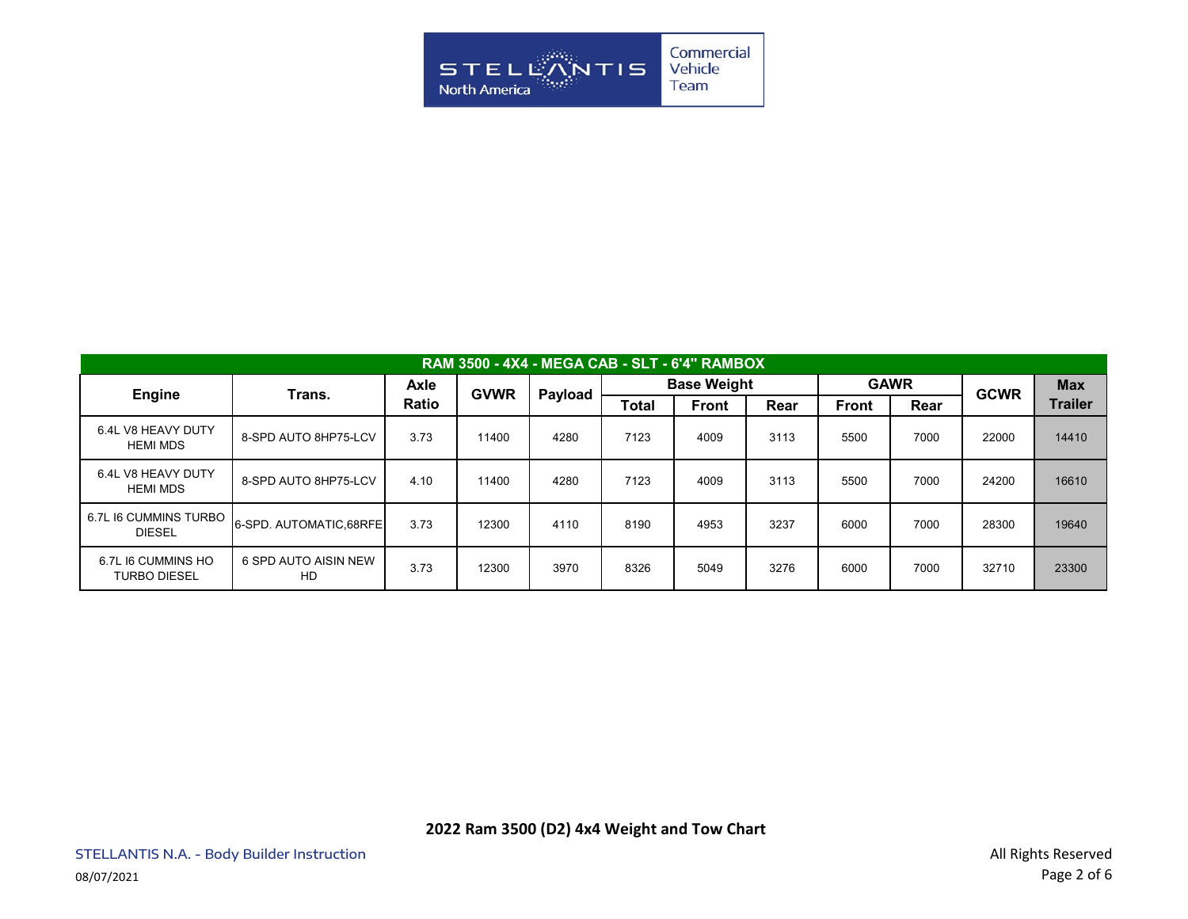| RAM 3500 - 4X4 - MEGA CAB - SLT - 6'4" RAMBOX | | | | | | | | | | | |
|---|---|---|---|---|---|---|---|---|---|---|---|
| Engine | Trans. | Axle Ratio | GVWR | Payload | Base Weight | | | GAWR | | GCWR | Max Trailer |
| | | | | | Total | Front | Rear | Front | Rear | | |
| 6.4L V8 HEAVY DUTY HEMI MDS | 8-SPD AUTO 8HP75-LCV | 3.73 | 11400 | 4280 | 7123 | 4009 | 3113 | 5500 | 7000 | 22000 | 14410 |
| 6.4L V8 HEAVY DUTY HEMI MDS | 8-SPD AUTO 8HP75-LCV | 4.10 | 11400 | 4280 | 7123 | 4009 | 3113 | 5500 | 7000 | 24200 | 16610 |
| 6.7L I6 CUMMINS TURBO DIESEL | 6-SPD. AUTOMATIC,68RFE | 3.73 | 12300 | 4110 | 8190 | 4953 | 3237 | 6000 | 7000 | 28300 | 19640 |
| 6.7L I6 CUMMINS HO TURBO DIESEL | 6 SPD AUTO AISIN NEW HD | 3.73 | 12300 | 3970 | 8326 | 5049 | 3276 | 6000 | 7000 | 32710 | 23300 |

**2022 Ram 3500 (D2) 4x4 Weight and Tow Chart**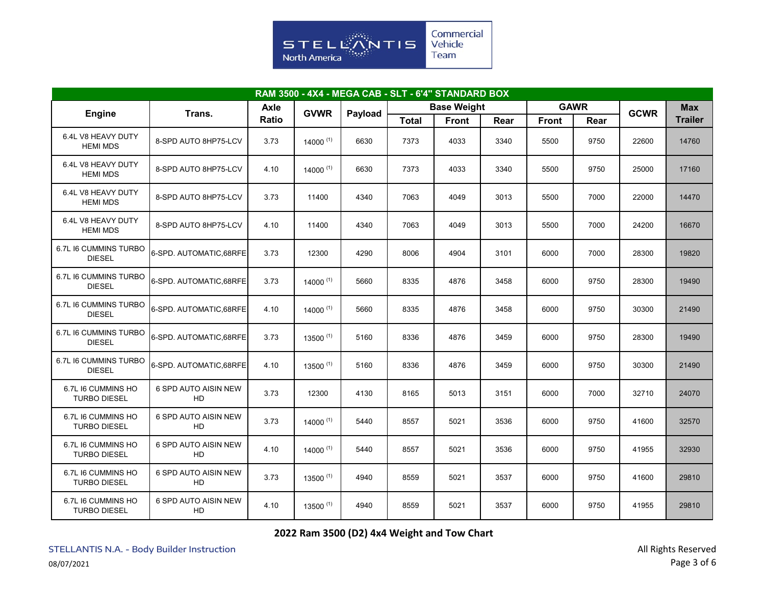Stellantis North America — Commercial Vehicle Team

| RAM 3500 - 4X4 - MEGA CAB - SLT - 6'4" STANDARD BOX | | | | | | | | | | | |
|---|---|---|---|---|---|---|---|---|---|---|---|
| Engine | Trans. | Axle Ratio | GVWR | Payload | Base Weight | | | GAWR | | GCWR | Max Trailer |
| | | | | | Total | Front | Rear | Front | Rear | | |
| 6.4L V8 HEAVY DUTY HEMI MDS | 8-SPD AUTO 8HP75-LCV | 3.73 | 14000 (1) | 6630 | 7373 | 4033 | 3340 | 5500 | 9750 | 22600 | 14760 |
| 6.4L V8 HEAVY DUTY HEMI MDS | 8-SPD AUTO 8HP75-LCV | 4.10 | 14000 (1) | 6630 | 7373 | 4033 | 3340 | 5500 | 9750 | 25000 | 17160 |
| 6.4L V8 HEAVY DUTY HEMI MDS | 8-SPD AUTO 8HP75-LCV | 3.73 | 11400 | 4340 | 7063 | 4049 | 3013 | 5500 | 7000 | 22000 | 14470 |
| 6.4L V8 HEAVY DUTY HEMI MDS | 8-SPD AUTO 8HP75-LCV | 4.10 | 11400 | 4340 | 7063 | 4049 | 3013 | 5500 | 7000 | 24200 | 16670 |
| 6.7L I6 CUMMINS TURBO DIESEL | 6-SPD. AUTOMATIC,68RFE | 3.73 | 12300 | 4290 | 8006 | 4904 | 3101 | 6000 | 7000 | 28300 | 19820 |
| 6.7L I6 CUMMINS TURBO DIESEL | 6-SPD. AUTOMATIC,68RFE | 3.73 | 14000 (1) | 5660 | 8335 | 4876 | 3458 | 6000 | 9750 | 28300 | 19490 |
| 6.7L I6 CUMMINS TURBO DIESEL | 6-SPD. AUTOMATIC,68RFE | 4.10 | 14000 (1) | 5660 | 8335 | 4876 | 3458 | 6000 | 9750 | 30300 | 21490 |
| 6.7L I6 CUMMINS TURBO DIESEL | 6-SPD. AUTOMATIC,68RFE | 3.73 | 13500 (1) | 5160 | 8336 | 4876 | 3459 | 6000 | 9750 | 28300 | 19490 |
| 6.7L I6 CUMMINS TURBO DIESEL | 6-SPD. AUTOMATIC,68RFE | 4.10 | 13500 (1) | 5160 | 8336 | 4876 | 3459 | 6000 | 9750 | 30300 | 21490 |
| 6.7L I6 CUMMINS HO TURBO DIESEL | 6 SPD AUTO AISIN NEW HD | 3.73 | 12300 | 4130 | 8165 | 5013 | 3151 | 6000 | 7000 | 32710 | 24070 |
| 6.7L I6 CUMMINS HO TURBO DIESEL | 6 SPD AUTO AISIN NEW HD | 3.73 | 14000 (1) | 5440 | 8557 | 5021 | 3536 | 6000 | 9750 | 41600 | 32570 |
| 6.7L I6 CUMMINS HO TURBO DIESEL | 6 SPD AUTO AISIN NEW HD | 4.10 | 14000 (1) | 5440 | 8557 | 5021 | 3536 | 6000 | 9750 | 41955 | 32930 |
| 6.7L I6 CUMMINS HO TURBO DIESEL | 6 SPD AUTO AISIN NEW HD | 3.73 | 13500 (1) | 4940 | 8559 | 5021 | 3537 | 6000 | 9750 | 41600 | 29810 |
| 6.7L I6 CUMMINS HO TURBO DIESEL | 6 SPD AUTO AISIN NEW HD | 4.10 | 13500 (1) | 4940 | 8559 | 5021 | 3537 | 6000 | 9750 | 41955 | 29810 |

**2022 Ram 3500 (D2) 4x4 Weight and Tow Chart**

STELLANTIS N.A. - Body Builder Instruction

08/07/2021

All Rights Reserved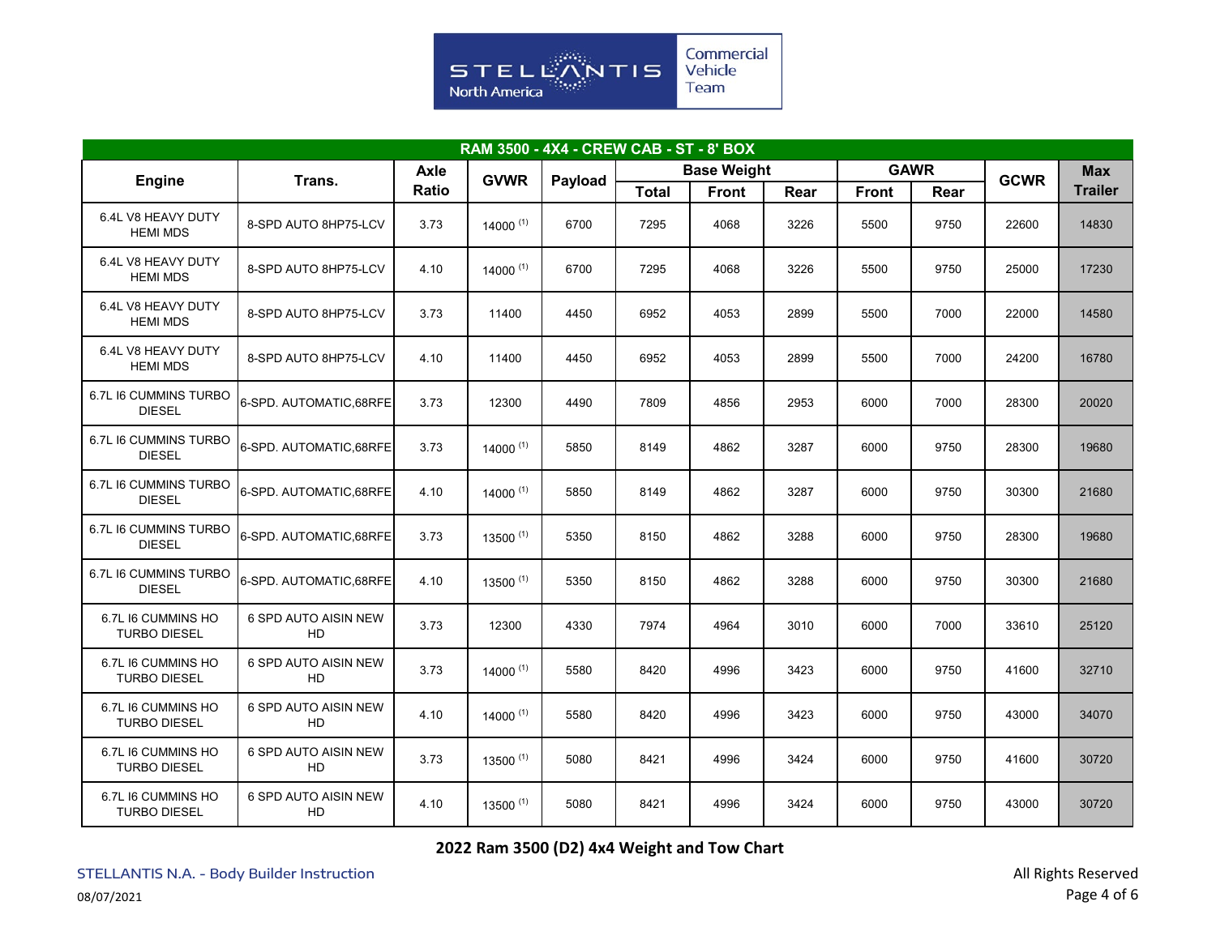STELLANTIS North America | Commercial Vehicle Team

| RAM 3500 - 4X4 - CREW CAB - ST - 8' BOX | | | | | | | | | | | |
|---|---|---|---|---|---|---|---|---|---|---|---|
| Engine | Trans. | Axle Ratio | GVWR | Payload | Base Weight | | | GAWR | | GCWR | Max Trailer |
| | | | | | Total | Front | Rear | Front | Rear | | |
| 6.4L V8 HEAVY DUTY HEMI MDS | 8-SPD AUTO 8HP75-LCV | 3.73 | 14000 (1) | 6700 | 7295 | 4068 | 3226 | 5500 | 9750 | 22600 | 14830 |
| 6.4L V8 HEAVY DUTY HEMI MDS | 8-SPD AUTO 8HP75-LCV | 4.10 | 14000 (1) | 6700 | 7295 | 4068 | 3226 | 5500 | 9750 | 25000 | 17230 |
| 6.4L V8 HEAVY DUTY HEMI MDS | 8-SPD AUTO 8HP75-LCV | 3.73 | 11400 | 4450 | 6952 | 4053 | 2899 | 5500 | 7000 | 22000 | 14580 |
| 6.4L V8 HEAVY DUTY HEMI MDS | 8-SPD AUTO 8HP75-LCV | 4.10 | 11400 | 4450 | 6952 | 4053 | 2899 | 5500 | 7000 | 24200 | 16780 |
| 6.7L I6 CUMMINS TURBO DIESEL | 6-SPD. AUTOMATIC,68RFE | 3.73 | 12300 | 4490 | 7809 | 4856 | 2953 | 6000 | 7000 | 28300 | 20020 |
| 6.7L I6 CUMMINS TURBO DIESEL | 6-SPD. AUTOMATIC,68RFE | 3.73 | 14000 (1) | 5850 | 8149 | 4862 | 3287 | 6000 | 9750 | 28300 | 19680 |
| 6.7L I6 CUMMINS TURBO DIESEL | 6-SPD. AUTOMATIC,68RFE | 4.10 | 14000 (1) | 5850 | 8149 | 4862 | 3287 | 6000 | 9750 | 30300 | 21680 |
| 6.7L I6 CUMMINS TURBO DIESEL | 6-SPD. AUTOMATIC,68RFE | 3.73 | 13500 (1) | 5350 | 8150 | 4862 | 3288 | 6000 | 9750 | 28300 | 19680 |
| 6.7L I6 CUMMINS TURBO DIESEL | 6-SPD. AUTOMATIC,68RFE | 4.10 | 13500 (1) | 5350 | 8150 | 4862 | 3288 | 6000 | 9750 | 30300 | 21680 |
| 6.7L I6 CUMMINS HO TURBO DIESEL | 6 SPD AUTO AISIN NEW HD | 3.73 | 12300 | 4330 | 7974 | 4964 | 3010 | 6000 | 7000 | 33610 | 25120 |
| 6.7L I6 CUMMINS HO TURBO DIESEL | 6 SPD AUTO AISIN NEW HD | 3.73 | 14000 (1) | 5580 | 8420 | 4996 | 3423 | 6000 | 9750 | 41600 | 32710 |
| 6.7L I6 CUMMINS HO TURBO DIESEL | 6 SPD AUTO AISIN NEW HD | 4.10 | 14000 (1) | 5580 | 8420 | 4996 | 3423 | 6000 | 9750 | 43000 | 34070 |
| 6.7L I6 CUMMINS HO TURBO DIESEL | 6 SPD AUTO AISIN NEW HD | 3.73 | 13500 (1) | 5080 | 8421 | 4996 | 3424 | 6000 | 9750 | 41600 | 30720 |
| 6.7L I6 CUMMINS HO TURBO DIESEL | 6 SPD AUTO AISIN NEW HD | 4.10 | 13500 (1) | 5080 | 8421 | 4996 | 3424 | 6000 | 9750 | 43000 | 30720 |

**2022 Ram 3500 (D2) 4x4 Weight and Tow Chart**

STELLANTIS N.A. - Body Builder Instruction

08/07/2021

All Rights Reserved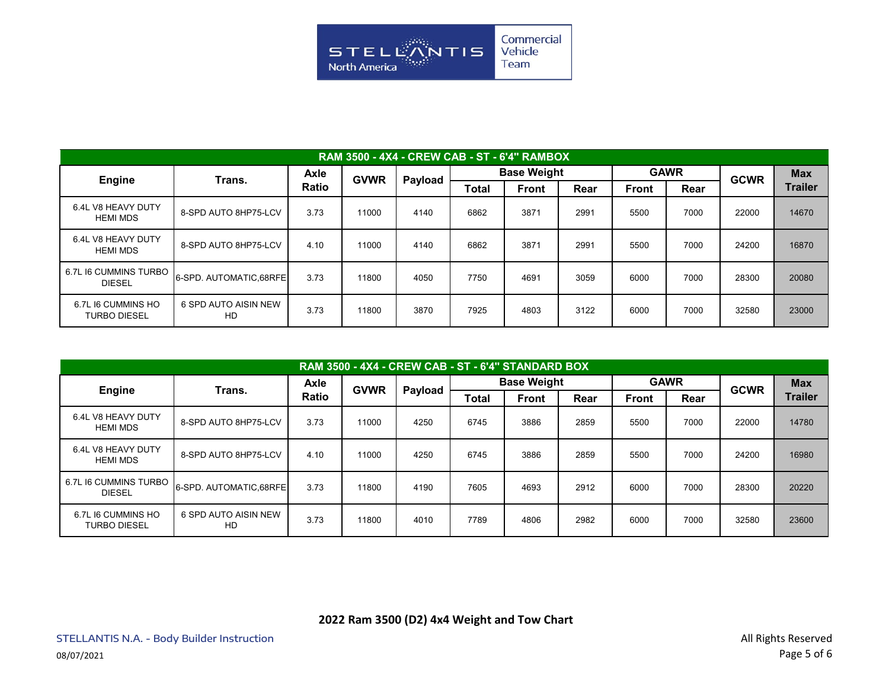| RAM 3500 - 4X4 - CREW CAB - ST - 6'4" RAMBOX | | | | | | | | | | | |
|---|---|---|---|---|---|---|---|---|---|---|---|
| Engine | Trans. | Axle Ratio | GVWR | Payload | Base Weight | | | GAWR | | GCWR | Max Trailer |
| | | | | | Total | Front | Rear | Front | Rear | | |
| 6.4L V8 HEAVY DUTY HEMI MDS | 8-SPD AUTO 8HP75-LCV | 3.73 | 11000 | 4140 | 6862 | 3871 | 2991 | 5500 | 7000 | 22000 | 14670 |
| 6.4L V8 HEAVY DUTY HEMI MDS | 8-SPD AUTO 8HP75-LCV | 4.10 | 11000 | 4140 | 6862 | 3871 | 2991 | 5500 | 7000 | 24200 | 16870 |
| 6.7L I6 CUMMINS TURBO DIESEL | 6-SPD. AUTOMATIC,68RFE | 3.73 | 11800 | 4050 | 7750 | 4691 | 3059 | 6000 | 7000 | 28300 | 20080 |
| 6.7L I6 CUMMINS HO TURBO DIESEL | 6 SPD AUTO AISIN NEW HD | 3.73 | 11800 | 3870 | 7925 | 4803 | 3122 | 6000 | 7000 | 32580 | 23000 |

| RAM 3500 - 4X4 - CREW CAB - ST - 6'4" STANDARD BOX | | | | | | | | | | | |
|---|---|---|---|---|---|---|---|---|---|---|---|
| Engine | Trans. | Axle Ratio | GVWR | Payload | Base Weight | | | GAWR | | GCWR | Max Trailer |
| | | | | | Total | Front | Rear | Front | Rear | | |
| 6.4L V8 HEAVY DUTY HEMI MDS | 8-SPD AUTO 8HP75-LCV | 3.73 | 11000 | 4250 | 6745 | 3886 | 2859 | 5500 | 7000 | 22000 | 14780 |
| 6.4L V8 HEAVY DUTY HEMI MDS | 8-SPD AUTO 8HP75-LCV | 4.10 | 11000 | 4250 | 6745 | 3886 | 2859 | 5500 | 7000 | 24200 | 16980 |
| 6.7L I6 CUMMINS TURBO DIESEL | 6-SPD. AUTOMATIC,68RFE | 3.73 | 11800 | 4190 | 7605 | 4693 | 2912 | 6000 | 7000 | 28300 | 20220 |
| 6.7L I6 CUMMINS HO TURBO DIESEL | 6 SPD AUTO AISIN NEW HD | 3.73 | 11800 | 4010 | 7789 | 4806 | 2982 | 6000 | 7000 | 32580 | 23600 |

**2022 Ram 3500 (D2) 4x4 Weight and Tow Chart**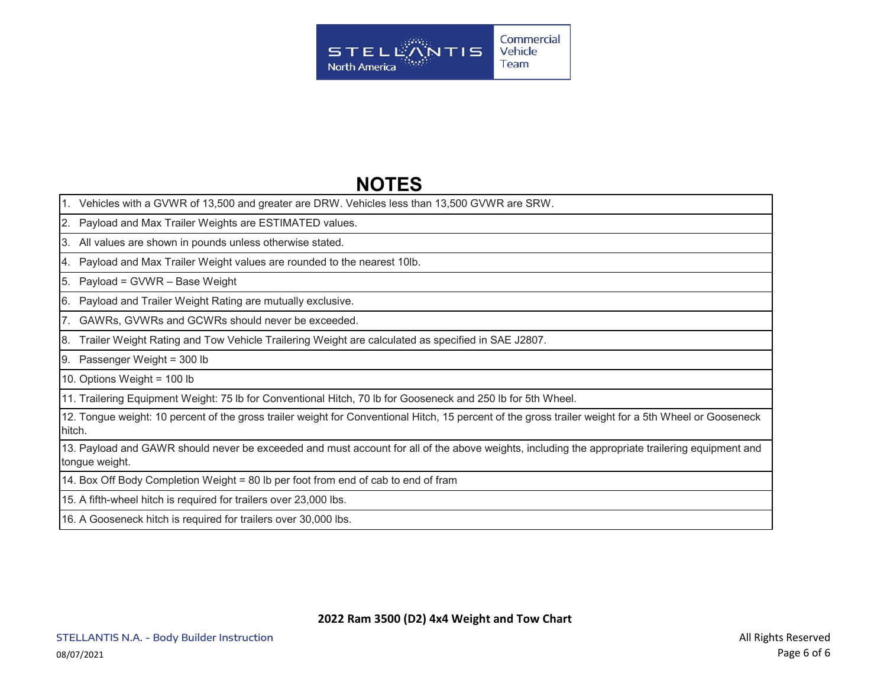## NOTES

| |
|---|
| 1. Vehicles with a GVWR of 13,500 and greater are DRW. Vehicles less than 13,500 GVWR are SRW. |
| 2. Payload and Max Trailer Weights are ESTIMATED values. |
| 3. All values are shown in pounds unless otherwise stated. |
| 4. Payload and Max Trailer Weight values are rounded to the nearest 10lb. |
| 5. Payload = GVWR – Base Weight |
| 6. Payload and Trailer Weight Rating are mutually exclusive. |
| 7. GAWRs, GVWRs and GCWRs should never be exceeded. |
| 8. Trailer Weight Rating and Tow Vehicle Trailering Weight are calculated as specified in SAE J2807. |
| 9. Passenger Weight = 300 lb |
| 10. Options Weight = 100 lb |
| 11. Trailering Equipment Weight: 75 lb for Conventional Hitch, 70 lb for Gooseneck and 250 lb for 5th Wheel. |
| 12. Tongue weight: 10 percent of the gross trailer weight for Conventional Hitch, 15 percent of the gross trailer weight for a 5th Wheel or Gooseneck hitch. |
| 13. Payload and GAWR should never be exceeded and must account for all of the above weights, including the appropriate trailering equipment and tongue weight. |
| 14. Box Off Body Completion Weight = 80 lb per foot from end of cab to end of fram |
| 15. A fifth-wheel hitch is required for trailers over 23,000 lbs. |
| 16. A Gooseneck hitch is required for trailers over 30,000 lbs. |